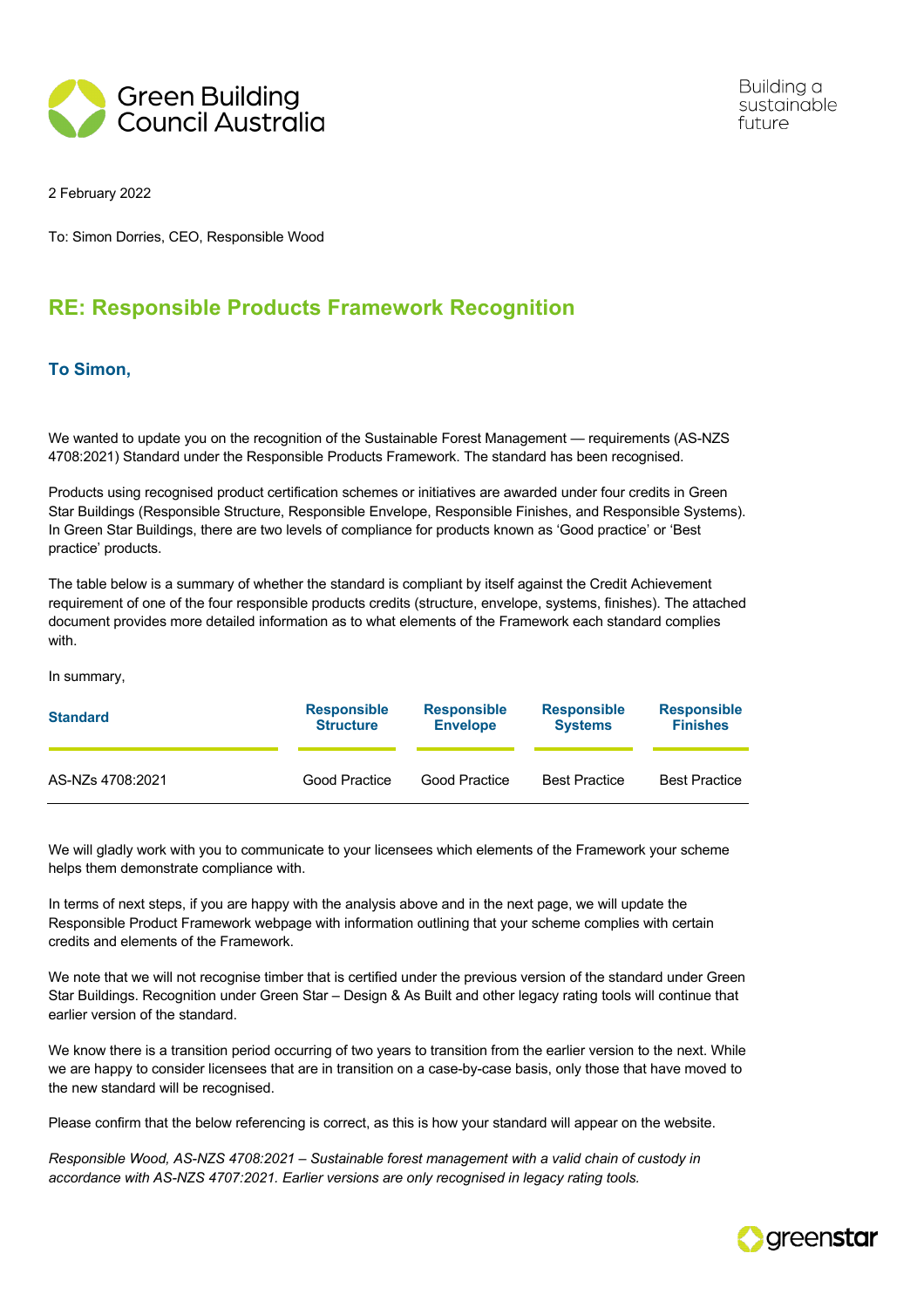Green Building Council Australia

Building a sustainable future

2 February 2022

To: Simon Dorries, CEO, Responsible Wood

## RE: Responsible Products Framework Recognition

### To Simon,

We wanted to update you on the recognition of the Sustainable Forest Management — requirements (AS-NZS 4708:2021) Standard under the Responsible Products Framework. The standard has been recognised.

Products using recognised product certification schemes or initiatives are awarded under four credits in Green Star Buildings (Responsible Structure, Responsible Envelope, Responsible Finishes, and Responsible Systems). In Green Star Buildings, there are two levels of compliance for products known as 'Good practice' or 'Best practice' products.

The table below is a summary of whether the standard is compliant by itself against the Credit Achievement requirement of one of the four responsible products credits (structure, envelope, systems, finishes). The attached document provides more detailed information as to what elements of the Framework each standard complies with.

In summary,

| Standard | Responsible Structure | Responsible Envelope | Responsible Systems | Responsible Finishes |
|---|---|---|---|---|
| AS-NZs 4708:2021 | Good Practice | Good Practice | Best Practice | Best Practice |

We will gladly work with you to communicate to your licensees which elements of the Framework your scheme helps them demonstrate compliance with.

In terms of next steps, if you are happy with the analysis above and in the next page, we will update the Responsible Product Framework webpage with information outlining that your scheme complies with certain credits and elements of the Framework.

We note that we will not recognise timber that is certified under the previous version of the standard under Green Star Buildings. Recognition under Green Star – Design & As Built and other legacy rating tools will continue that earlier version of the standard.

We know there is a transition period occurring of two years to transition from the earlier version to the next. While we are happy to consider licensees that are in transition on a case-by-case basis, only those that have moved to the new standard will be recognised.

Please confirm that the below referencing is correct, as this is how your standard will appear on the website.

*Responsible Wood, AS-NZS 4708:2021 – Sustainable forest management with a valid chain of custody in accordance with AS-NZS 4707:2021. Earlier versions are only recognised in legacy rating tools.*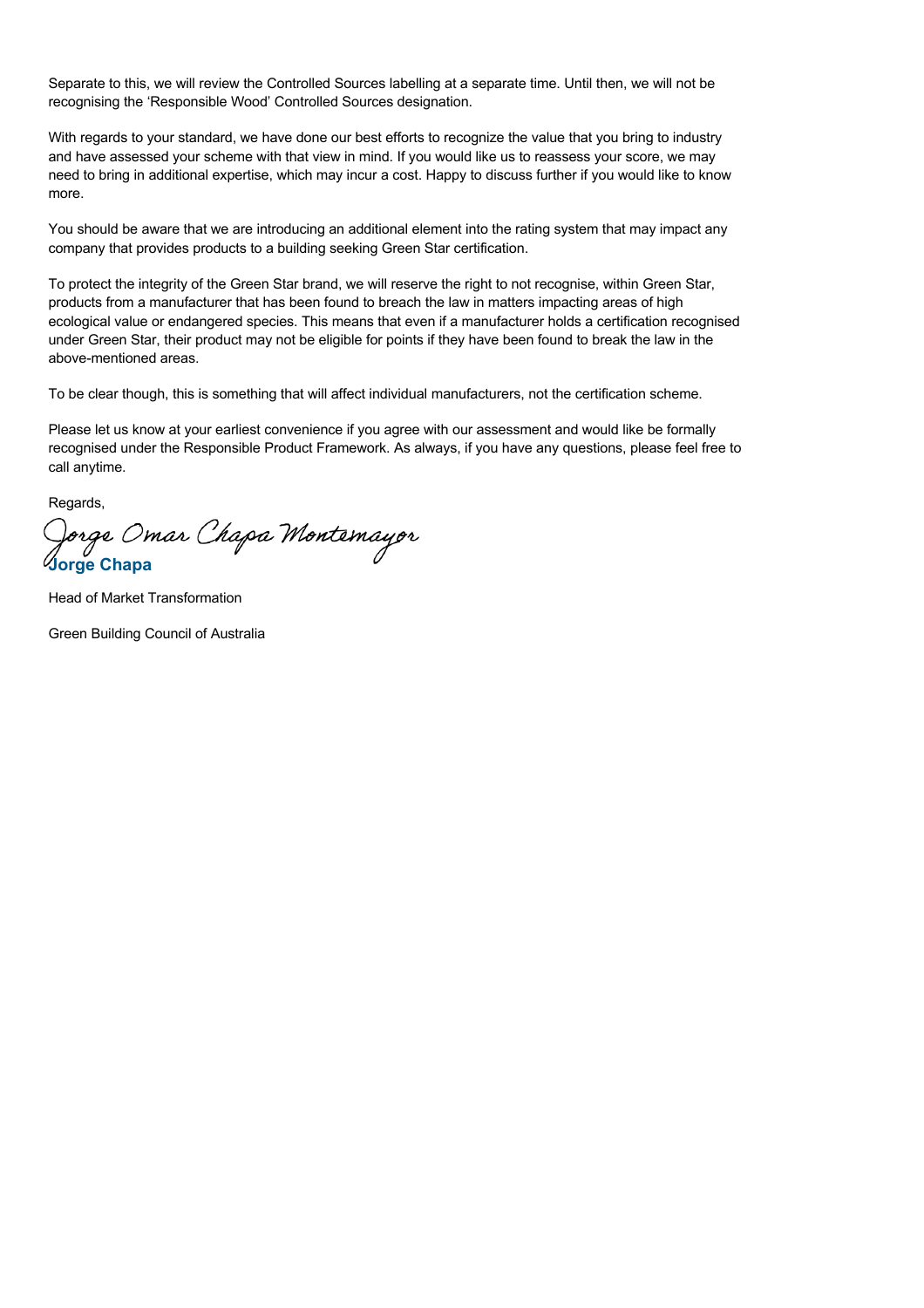Separate to this, we will review the Controlled Sources labelling at a separate time. Until then, we will not be recognising the 'Responsible Wood' Controlled Sources designation.

With regards to your standard, we have done our best efforts to recognize the value that you bring to industry and have assessed your scheme with that view in mind. If you would like us to reassess your score, we may need to bring in additional expertise, which may incur a cost. Happy to discuss further if you would like to know more.

You should be aware that we are introducing an additional element into the rating system that may impact any company that provides products to a building seeking Green Star certification.

To protect the integrity of the Green Star brand, we will reserve the right to not recognise, within Green Star, products from a manufacturer that has been found to breach the law in matters impacting areas of high ecological value or endangered species. This means that even if a manufacturer holds a certification recognised under Green Star, their product may not be eligible for points if they have been found to break the law in the above-mentioned areas.

To be clear though, this is something that will affect individual manufacturers, not the certification scheme.

Please let us know at your earliest convenience if you agree with our assessment and would like be formally recognised under the Responsible Product Framework. As always, if you have any questions, please feel free to call anytime.

Regards,

*Jorge Omar Chapa Montemayor*

**Jorge Chapa**

Head of Market Transformation

Green Building Council of Australia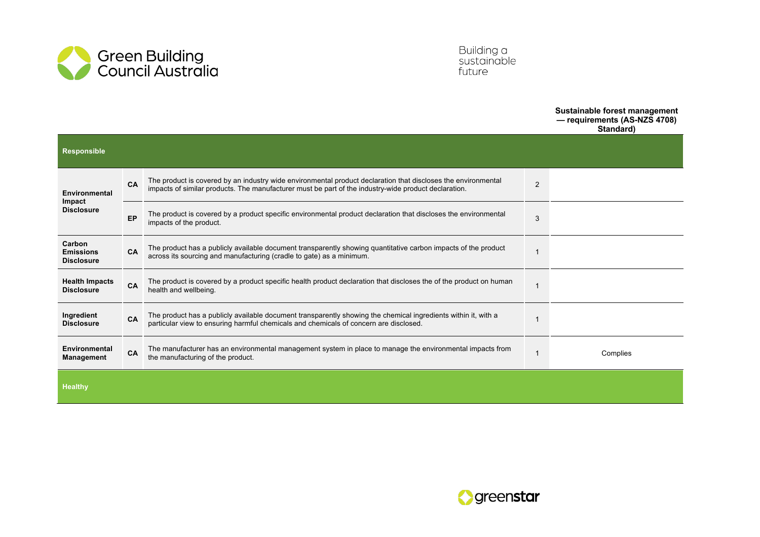| | | | | Sustainable forest management — requirements (AS-NZS 4708) Standard) |
|---|---|---|---|---|
| **Responsible** | | | | |
| **Environmental Impact Disclosure** | **CA** | The product is covered by an industry wide environmental product declaration that discloses the environmental impacts of similar products. The manufacturer must be part of the industry-wide product declaration. | 2 | |
| | **EP** | The product is covered by a product specific environmental product declaration that discloses the environmental impacts of the product. | 3 | |
| **Carbon Emissions Disclosure** | **CA** | The product has a publicly available document transparently showing quantitative carbon impacts of the product across its sourcing and manufacturing (cradle to gate) as a minimum. | 1 | |
| **Health Impacts Disclosure** | **CA** | The product is covered by a product specific health product declaration that discloses the of the product on human health and wellbeing. | 1 | |
| **Ingredient Disclosure** | **CA** | The product has a publicly available document transparently showing the chemical ingredients within it, with a particular view to ensuring harmful chemicals and chemicals of concern are disclosed. | 1 | |
| **Environmental Management** | **CA** | The manufacturer has an environmental management system in place to manage the environmental impacts from the manufacturing of the product. | 1 | Complies |
| **Healthy** | | | | |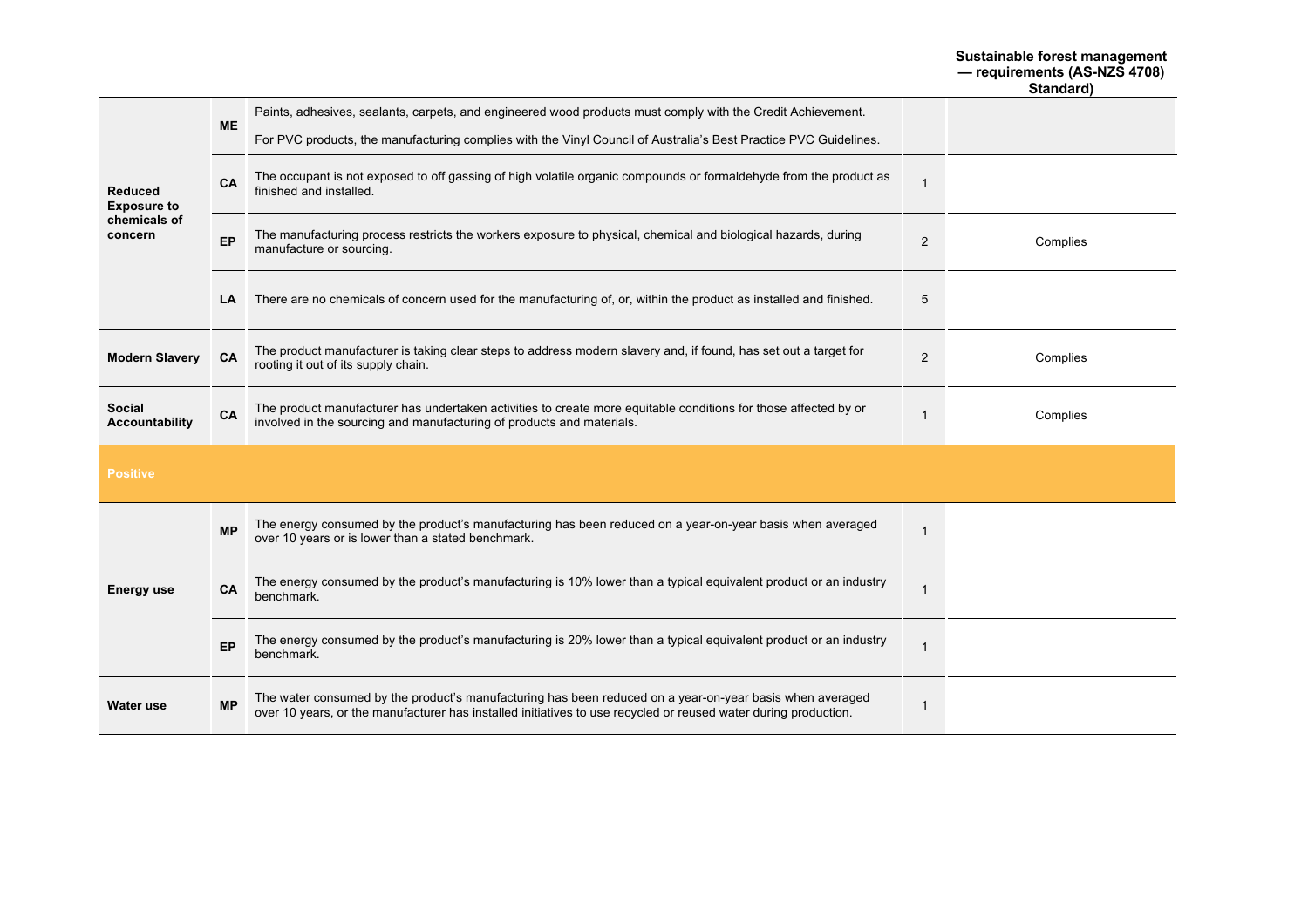| | | | | Sustainable forest management — requirements (AS-NZS 4708) Standard) |
|---|---|---|---|---|
| Reduced Exposure to chemicals of concern | ME | Paints, adhesives, sealants, carpets, and engineered wood products must comply with the Credit Achievement.<br><br>For PVC products, the manufacturing complies with the Vinyl Council of Australia's Best Practice PVC Guidelines. | | |
| | CA | The occupant is not exposed to off gassing of high volatile organic compounds or formaldehyde from the product as finished and installed. | 1 | |
| | EP | The manufacturing process restricts the workers exposure to physical, chemical and biological hazards, during manufacture or sourcing. | 2 | Complies |
| | LA | There are no chemicals of concern used for the manufacturing of, or, within the product as installed and finished. | 5 | |
| Modern Slavery | CA | The product manufacturer is taking clear steps to address modern slavery and, if found, has set out a target for rooting it out of its supply chain. | 2 | Complies |
| Social Accountability | CA | The product manufacturer has undertaken activities to create more equitable conditions for those affected by or involved in the sourcing and manufacturing of products and materials. | 1 | Complies |
| **Positive** | | | | |
| Energy use | MP | The energy consumed by the product's manufacturing has been reduced on a year-on-year basis when averaged over 10 years or is lower than a stated benchmark. | 1 | |
| | CA | The energy consumed by the product's manufacturing is 10% lower than a typical equivalent product or an industry benchmark. | 1 | |
| | EP | The energy consumed by the product's manufacturing is 20% lower than a typical equivalent product or an industry benchmark. | 1 | |
| Water use | MP | The water consumed by the product's manufacturing has been reduced on a year-on-year basis when averaged over 10 years, or the manufacturer has installed initiatives to use recycled or reused water during production. | 1 | |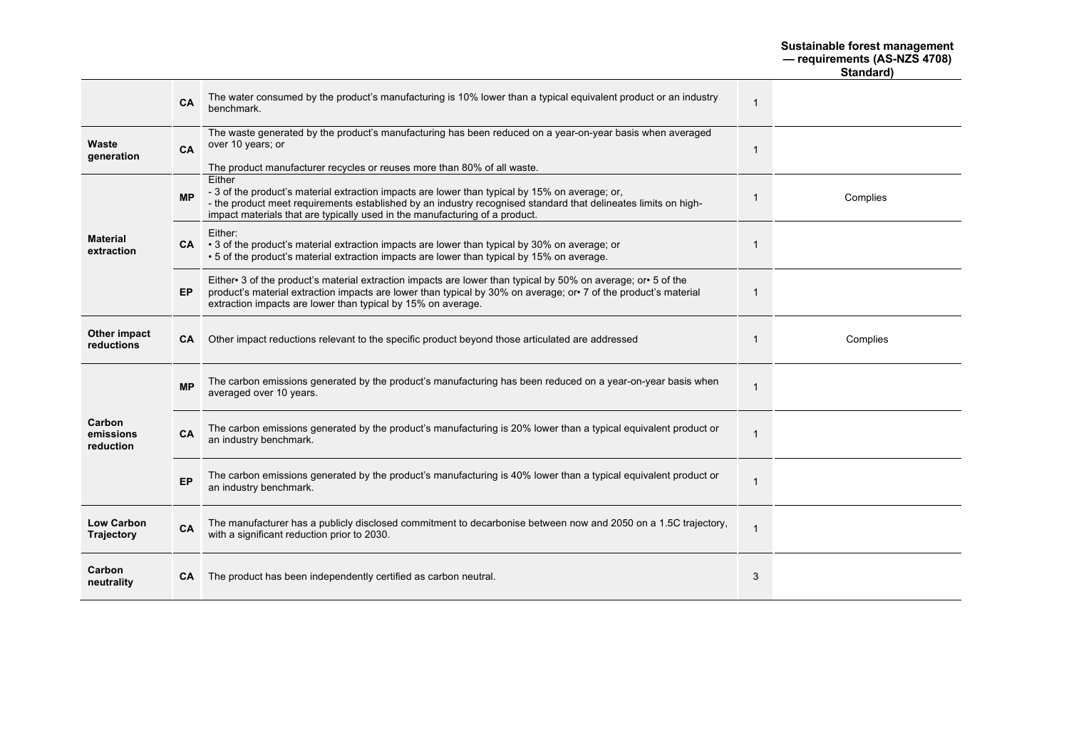| | | | | Sustainable forest management — requirements (AS-NZS 4708) Standard) |
|---|---|---|---|---|
| | CA | The water consumed by the product's manufacturing is 10% lower than a typical equivalent product or an industry benchmark. | 1 | |
| Waste generation | CA | The waste generated by the product's manufacturing has been reduced on a year-on-year basis when averaged over 10 years; or<br><br>The product manufacturer recycles or reuses more than 80% of all waste. | 1 | |
| Material extraction | MP | Either<br>- 3 of the product's material extraction impacts are lower than typical by 15% on average; or,<br>- the product meet requirements established by an industry recognised standard that delineates limits on high-impact materials that are typically used in the manufacturing of a product. | 1 | Complies |
| | CA | Either:<br>• 3 of the product's material extraction impacts are lower than typical by 30% on average; or<br>• 5 of the product's material extraction impacts are lower than typical by 15% on average. | 1 | |
| | EP | Either• 3 of the product's material extraction impacts are lower than typical by 50% on average; or• 5 of the product's material extraction impacts are lower than typical by 30% on average; or• 7 of the product's material extraction impacts are lower than typical by 15% on average. | 1 | |
| Other impact reductions | CA | Other impact reductions relevant to the specific product beyond those articulated are addressed | 1 | Complies |
| Carbon emissions reduction | MP | The carbon emissions generated by the product's manufacturing has been reduced on a year-on-year basis when averaged over 10 years. | 1 | |
| | CA | The carbon emissions generated by the product's manufacturing is 20% lower than a typical equivalent product or an industry benchmark. | 1 | |
| | EP | The carbon emissions generated by the product's manufacturing is 40% lower than a typical equivalent product or an industry benchmark. | 1 | |
| Low Carbon Trajectory | CA | The manufacturer has a publicly disclosed commitment to decarbonise between now and 2050 on a 1.5C trajectory, with a significant reduction prior to 2030. | 1 | |
| Carbon neutrality | CA | The product has been independently certified as carbon neutral. | 3 | |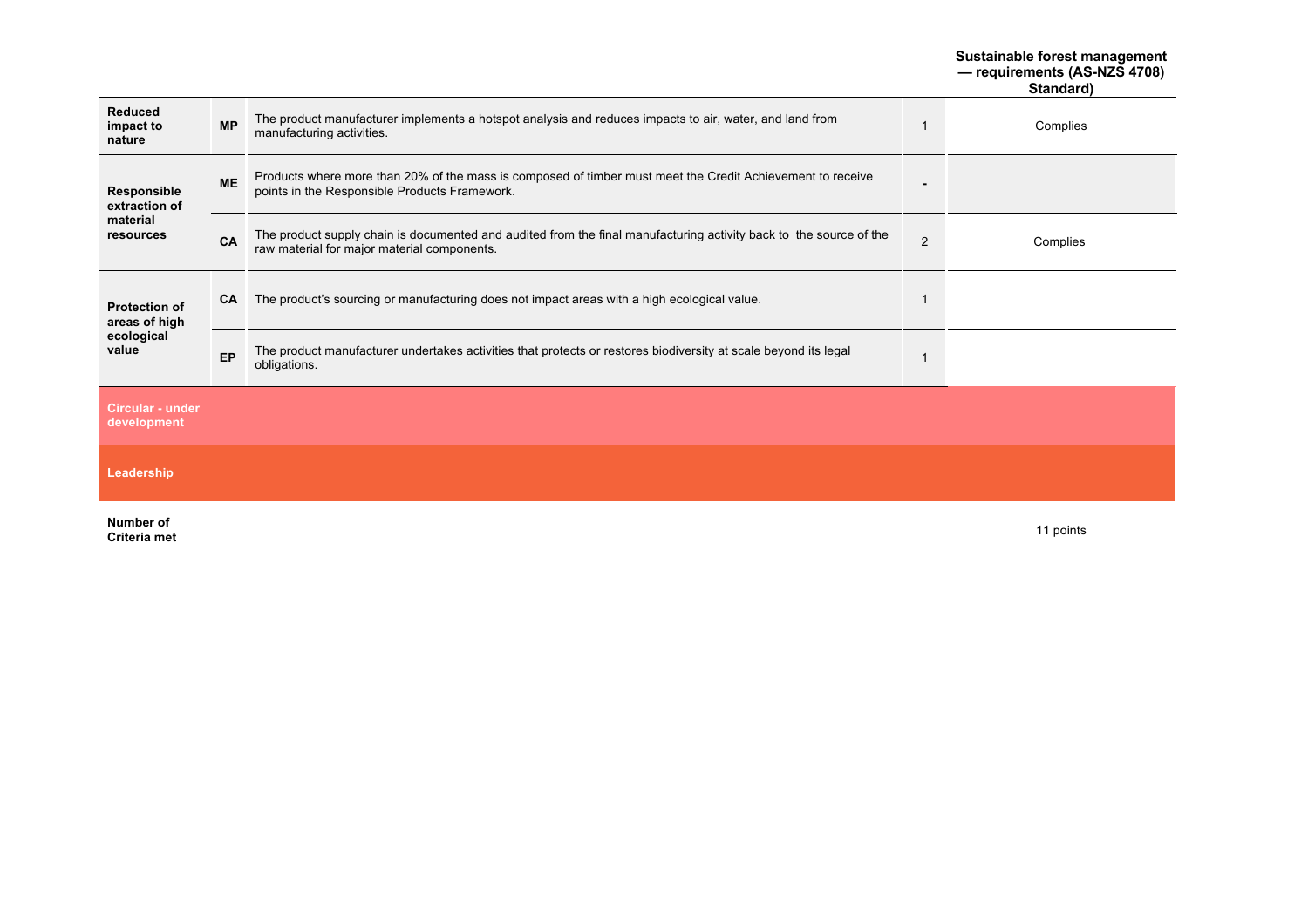| | | | | Sustainable forest management — requirements (AS-NZS 4708) Standard) |
|---|---|---|---|---|
| **Reduced impact to nature** | **MP** | The product manufacturer implements a hotspot analysis and reduces impacts to air, water, and land from manufacturing activities. | 1 | Complies |
| **Responsible extraction of material resources** | **ME** | Products where more than 20% of the mass is composed of timber must meet the Credit Achievement to receive points in the Responsible Products Framework. | - | |
| | **CA** | The product supply chain is documented and audited from the final manufacturing activity back to the source of the raw material for major material components. | 2 | Complies |
| **Protection of areas of high ecological value** | **CA** | The product's sourcing or manufacturing does not impact areas with a high ecological value. | 1 | |
| | **EP** | The product manufacturer undertakes activities that protects or restores biodiversity at scale beyond its legal obligations. | 1 | |
| **Circular - under development** | | | | |
| **Leadership** | | | | |
| **Number of Criteria met** | | | | 11 points |